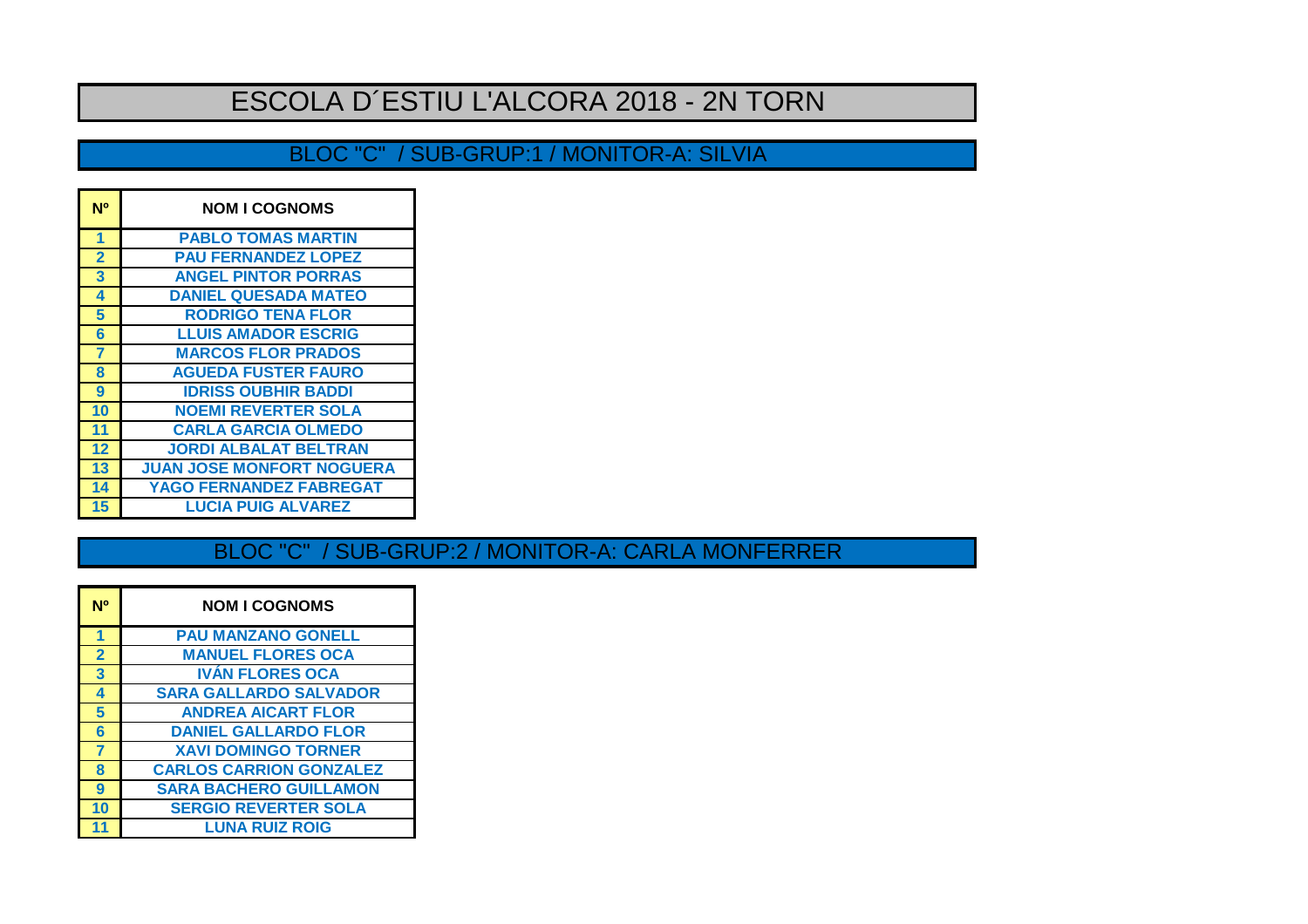# ESCOLA D´ESTIU L'ALCORA 2018 - 2N TORN

## BLOC "C" / SUB-GRUP:1 / MONITOR-A: SILVIA

| Nº | NOM I COGNOMS |
|---|---|
| 1 | PABLO TOMAS MARTIN |
| 2 | PAU FERNANDEZ LOPEZ |
| 3 | ANGEL PINTOR PORRAS |
| 4 | DANIEL QUESADA MATEO |
| 5 | RODRIGO TENA FLOR |
| 6 | LLUIS AMADOR ESCRIG |
| 7 | MARCOS FLOR PRADOS |
| 8 | AGUEDA FUSTER FAURO |
| 9 | IDRISS OUBHIR BADDI |
| 10 | NOEMI REVERTER SOLA |
| 11 | CARLA GARCIA OLMEDO |
| 12 | JORDI ALBALAT BELTRAN |
| 13 | JUAN JOSE MONFORT NOGUERA |
| 14 | YAGO FERNANDEZ FABREGAT |
| 15 | LUCIA PUIG ALVAREZ |

## BLOC "C" / SUB-GRUP:2 / MONITOR-A: CARLA MONFERRER

| Nº | NOM I COGNOMS |
|---|---|
| 1 | PAU MANZANO GONELL |
| 2 | MANUEL FLORES OCA |
| 3 | IVÁN FLORES OCA |
| 4 | SARA GALLARDO SALVADOR |
| 5 | ANDREA AICART FLOR |
| 6 | DANIEL GALLARDO FLOR |
| 7 | XAVI DOMINGO TORNER |
| 8 | CARLOS CARRION GONZALEZ |
| 9 | SARA BACHERO GUILLAMON |
| 10 | SERGIO REVERTER SOLA |
| 11 | LUNA RUIZ ROIG |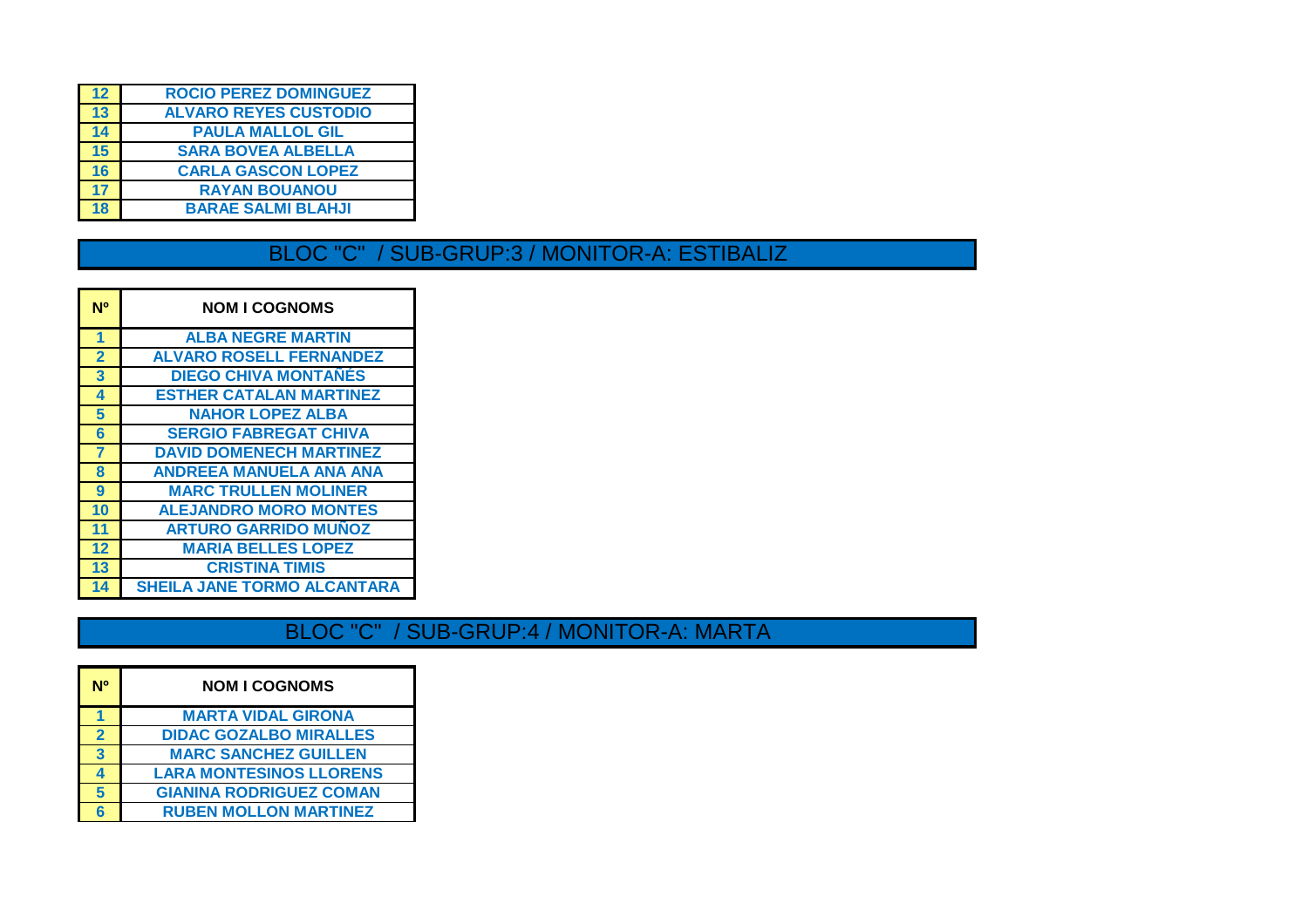| Nº | NOM I COGNOMS |
| --- | --- |
| 12 | ROCIO PEREZ DOMINGUEZ |
| 13 | ALVARO REYES CUSTODIO |
| 14 | PAULA MALLOL GIL |
| 15 | SARA BOVEA ALBELLA |
| 16 | CARLA GASCON LOPEZ |
| 17 | RAYAN BOUANOU |
| 18 | BARAE SALMI BLAHJI |

## BLOC "C" / SUB-GRUP:3 / MONITOR-A: ESTIBALIZ

| Nº | NOM I COGNOMS |
| --- | --- |
| 1 | ALBA NEGRE MARTIN |
| 2 | ALVARO ROSELL FERNANDEZ |
| 3 | DIEGO CHIVA MONTAÑÉS |
| 4 | ESTHER CATALAN MARTINEZ |
| 5 | NAHOR LOPEZ ALBA |
| 6 | SERGIO FABREGAT CHIVA |
| 7 | DAVID DOMENECH MARTINEZ |
| 8 | ANDREEA MANUELA ANA ANA |
| 9 | MARC TRULLEN MOLINER |
| 10 | ALEJANDRO MORO MONTES |
| 11 | ARTURO GARRIDO MUÑOZ |
| 12 | MARIA BELLES LOPEZ |
| 13 | CRISTINA TIMIS |
| 14 | SHEILA JANE TORMO ALCANTARA |

## BLOC "C" / SUB-GRUP:4 / MONITOR-A: MARTA

| Nº | NOM I COGNOMS |
| --- | --- |
| 1 | MARTA VIDAL GIRONA |
| 2 | DIDAC GOZALBO MIRALLES |
| 3 | MARC SANCHEZ GUILLEN |
| 4 | LARA MONTESINOS LLORENS |
| 5 | GIANINA RODRIGUEZ COMAN |
| 6 | RUBEN MOLLON MARTINEZ |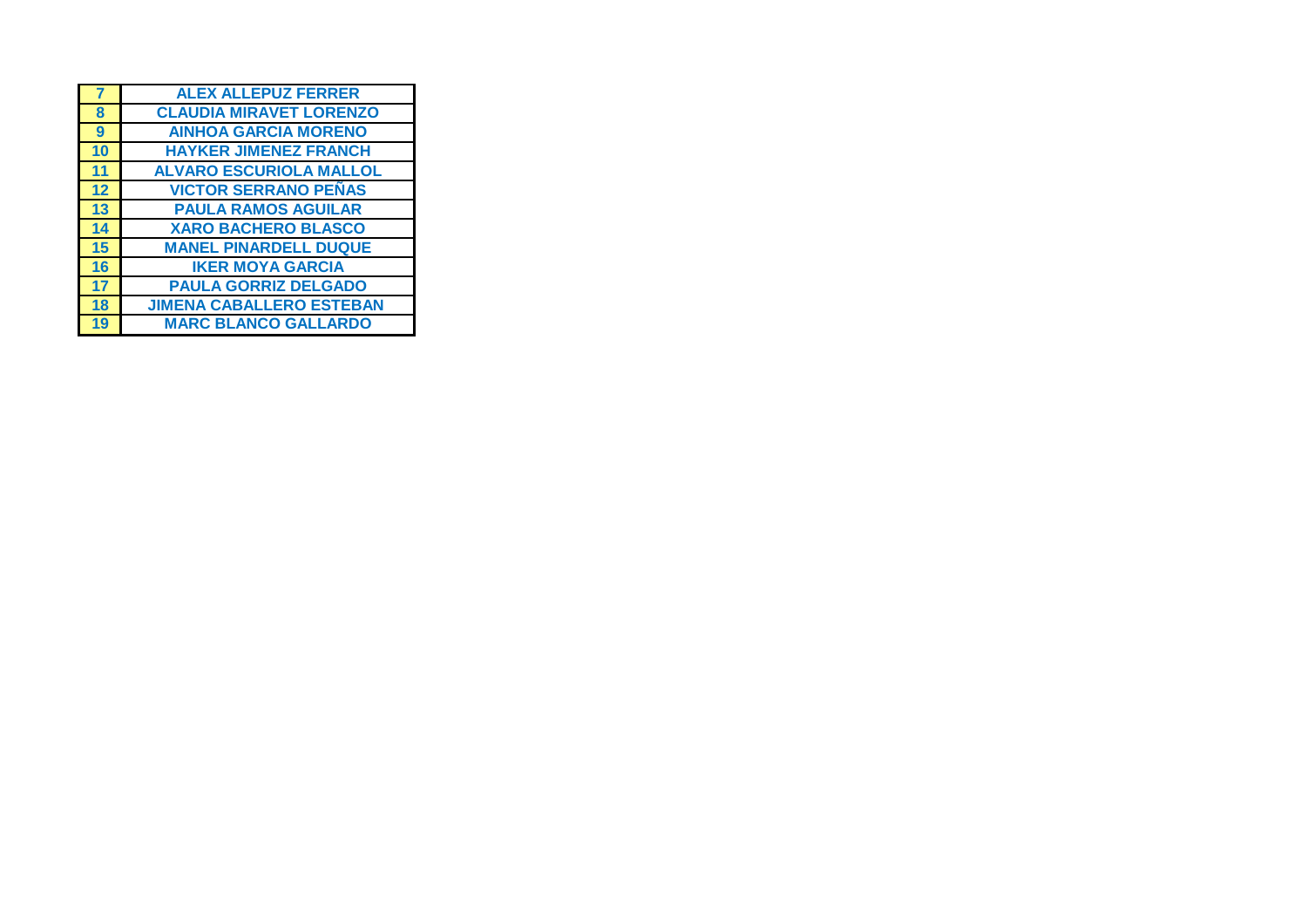| | |
|---|---|
| 7 | ALEX ALLEPUZ FERRER |
| 8 | CLAUDIA MIRAVET LORENZO |
| 9 | AINHOA GARCIA MORENO |
| 10 | HAYKER JIMENEZ FRANCH |
| 11 | ALVARO ESCURIOLA MALLOL |
| 12 | VICTOR SERRANO PEÑAS |
| 13 | PAULA RAMOS AGUILAR |
| 14 | XARO BACHERO BLASCO |
| 15 | MANEL PINARDELL DUQUE |
| 16 | IKER MOYA GARCIA |
| 17 | PAULA GORRIZ DELGADO |
| 18 | JIMENA CABALLERO ESTEBAN |
| 19 | MARC BLANCO GALLARDO |